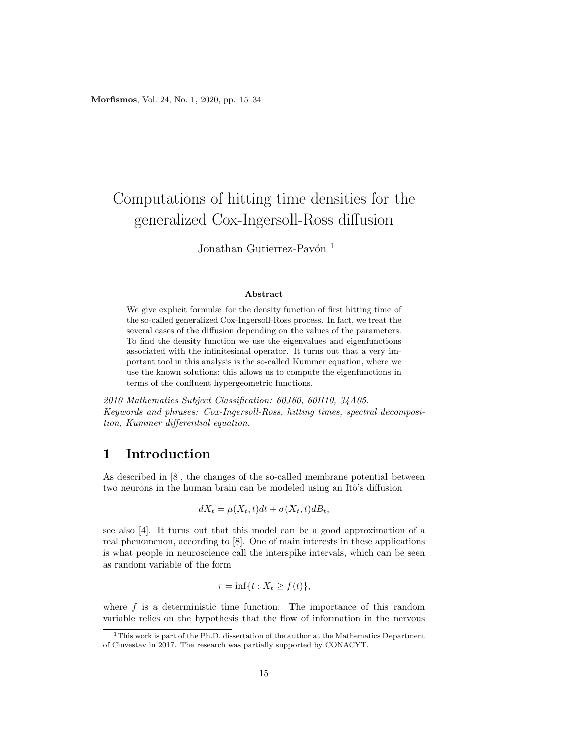# Computations of hitting time densities for the generalized Cox-Ingersoll-Ross diffusion

Jonathan Gutierrez-Pavón [1]

**Abstract**

We give explicit formulæ for the density function of first hitting time of the so-called generalized Cox-Ingersoll-Ross process. In fact, we treat the several cases of the diffusion depending on the values of the parameters. To find the density function we use the eigenvalues and eigenfunctions associated with the infinitesimal operator. It turns out that a very important tool in this analysis is the so-called Kummer equation, where we use the known solutions; this allows us to compute the eigenfunctions in terms of the confluent hypergeometric functions.

*2010 Mathematics Subject Classification: 60J60, 60H10, 34A05.*
*Keywords and phrases: Cox-Ingersoll-Ross, hitting times, spectral decomposition, Kummer differential equation.*

## 1 Introduction

As described in [8], the changes of the so-called membrane potential between two neurons in the human brain can be modeled using an Itô's diffusion

$$dX_t = \mu(X_t, t)dt + \sigma(X_t, t)dB_t,$$

see also [4]. It turns out that this model can be a good approximation of a real phenomenon, according to [8]. One of main interests in these applications is what people in neuroscience call the interspike intervals, which can be seen as random variable of the form

$$\tau = \inf\{t : X_t \geq f(t)\},$$

where $f$ is a deterministic time function. The importance of this random variable relies on the hypothesis that the flow of information in the nervous

[1] This work is part of the Ph.D. dissertation of the author at the Mathematics Department of Cinvestav in 2017. The research was partially supported by CONACYT.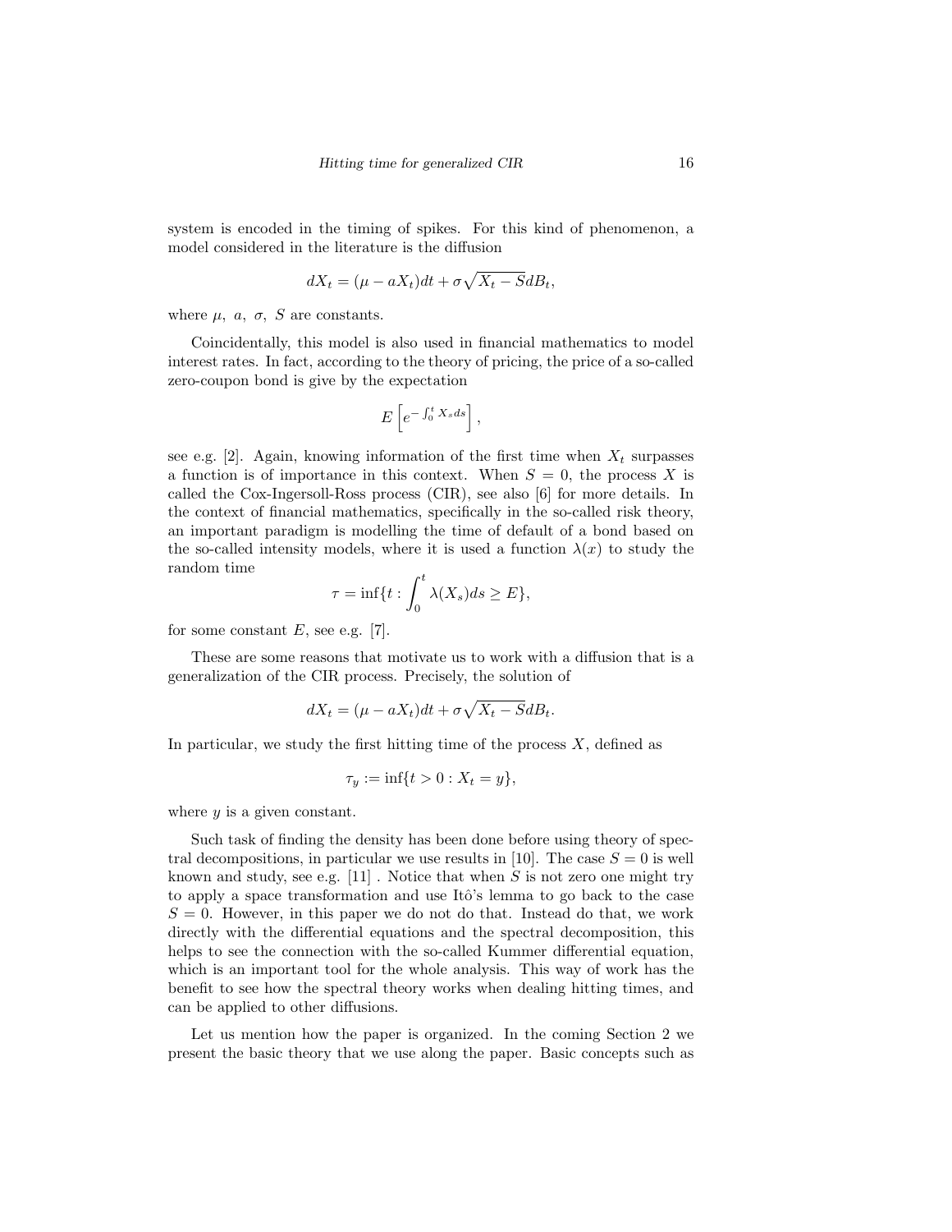system is encoded in the timing of spikes. For this kind of phenomenon, a model considered in the literature is the diffusion

$$dX_t = (\mu - aX_t)dt + \sigma\sqrt{X_t - S}dB_t,$$

where $\mu,\ a,\ \sigma,\ S$ are constants.

Coincidentally, this model is also used in financial mathematics to model interest rates. In fact, according to the theory of pricing, the price of a so-called zero-coupon bond is give by the expectation

$$E\left[e^{-\int_0^t X_s ds}\right],$$

see e.g. [2]. Again, knowing information of the first time when $X_t$ surpasses a function is of importance in this context. When $S = 0$, the process $X$ is called the Cox-Ingersoll-Ross process (CIR), see also [6] for more details. In the context of financial mathematics, specifically in the so-called risk theory, an important paradigm is modelling the time of default of a bond based on the so-called intensity models, where it is used a function $\lambda(x)$ to study the random time

$$\tau = \inf\{t : \int_0^t \lambda(X_s)ds \geq E\},$$

for some constant $E$, see e.g. [7].

These are some reasons that motivate us to work with a diffusion that is a generalization of the CIR process. Precisely, the solution of

$$dX_t = (\mu - aX_t)dt + \sigma\sqrt{X_t - S}dB_t.$$

In particular, we study the first hitting time of the process $X$, defined as

$$\tau_y := \inf\{t > 0 : X_t = y\},$$

where $y$ is a given constant.

Such task of finding the density has been done before using theory of spectral decompositions, in particular we use results in [10]. The case $S = 0$ is well known and study, see e.g. [11] . Notice that when $S$ is not zero one might try to apply a space transformation and use Itô's lemma to go back to the case $S = 0$. However, in this paper we do not do that. Instead do that, we work directly with the differential equations and the spectral decomposition, this helps to see the connection with the so-called Kummer differential equation, which is an important tool for the whole analysis. This way of work has the benefit to see how the spectral theory works when dealing hitting times, and can be applied to other diffusions.

Let us mention how the paper is organized. In the coming Section 2 we present the basic theory that we use along the paper. Basic concepts such as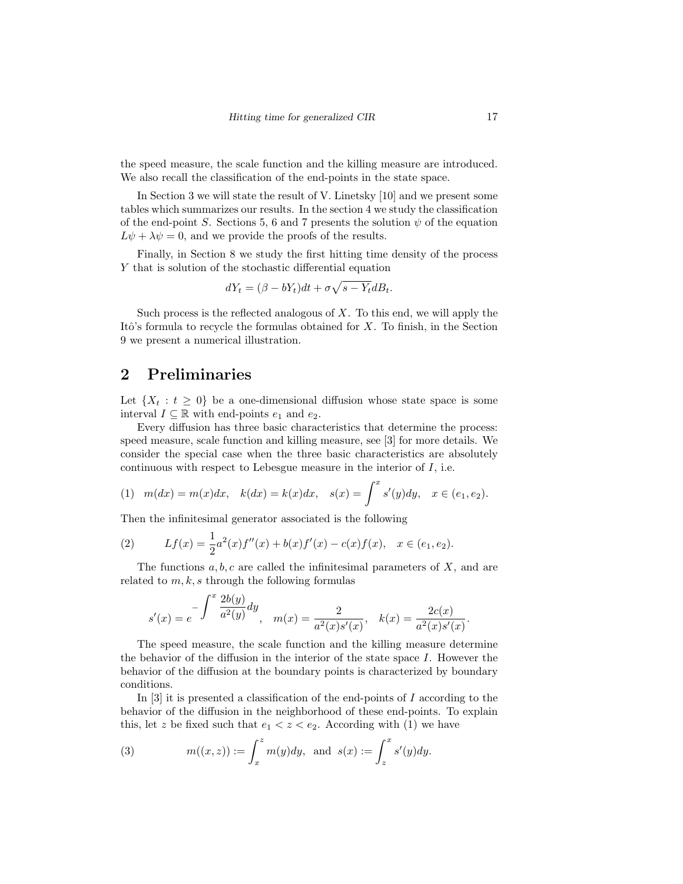the speed measure, the scale function and the killing measure are introduced. We also recall the classification of the end-points in the state space.

In Section 3 we will state the result of V. Linetsky [10] and we present some tables which summarizes our results. In the section 4 we study the classification of the end-point $S$. Sections 5, 6 and 7 presents the solution $\psi$ of the equation $L\psi + \lambda\psi = 0$, and we provide the proofs of the results.

Finally, in Section 8 we study the first hitting time density of the process $Y$ that is solution of the stochastic differential equation

$$dY_t = (\beta - bY_t)dt + \sigma\sqrt{s - Y_t}dB_t.$$

Such process is the reflected analogous of $X$. To this end, we will apply the Itô's formula to recycle the formulas obtained for $X$. To finish, in the Section 9 we present a numerical illustration.

## 2 Preliminaries

Let $\{X_t : t \geq 0\}$ be a one-dimensional diffusion whose state space is some interval $I \subseteq \mathbb{R}$ with end-points $e_1$ and $e_2$.

Every diffusion has three basic characteristics that determine the process: speed measure, scale function and killing measure, see [3] for more details. We consider the special case when the three basic characteristics are absolutely continuous with respect to Lebesgue measure in the interior of $I$, i.e.

$$(1) \quad m(dx) = m(x)dx, \quad k(dx) = k(x)dx, \quad s(x) = \int^x s'(y)dy, \quad x \in (e_1, e_2).$$

Then the infinitesimal generator associated is the following

$$(2) \qquad Lf(x) = \frac{1}{2}a^2(x)f''(x) + b(x)f'(x) - c(x)f(x), \quad x \in (e_1, e_2).$$

The functions $a, b, c$ are called the infinitesimal parameters of $X$, and are related to $m, k, s$ through the following formulas

$$s'(x) = e^{-\displaystyle\int^x \frac{2b(y)}{a^2(y)}dy}, \quad m(x) = \frac{2}{a^2(x)s'(x)}, \quad k(x) = \frac{2c(x)}{a^2(x)s'(x)}.$$

The speed measure, the scale function and the killing measure determine the behavior of the diffusion in the interior of the state space $I$. However the behavior of the diffusion at the boundary points is characterized by boundary conditions.

In [3] it is presented a classification of the end-points of $I$ according to the behavior of the diffusion in the neighborhood of these end-points. To explain this, let $z$ be fixed such that $e_1 < z < e_2$. According with (1) we have

$$(3) \qquad m((x,z)) := \int_x^z m(y)dy, \text{ and } s(x) := \int_z^x s'(y)dy.$$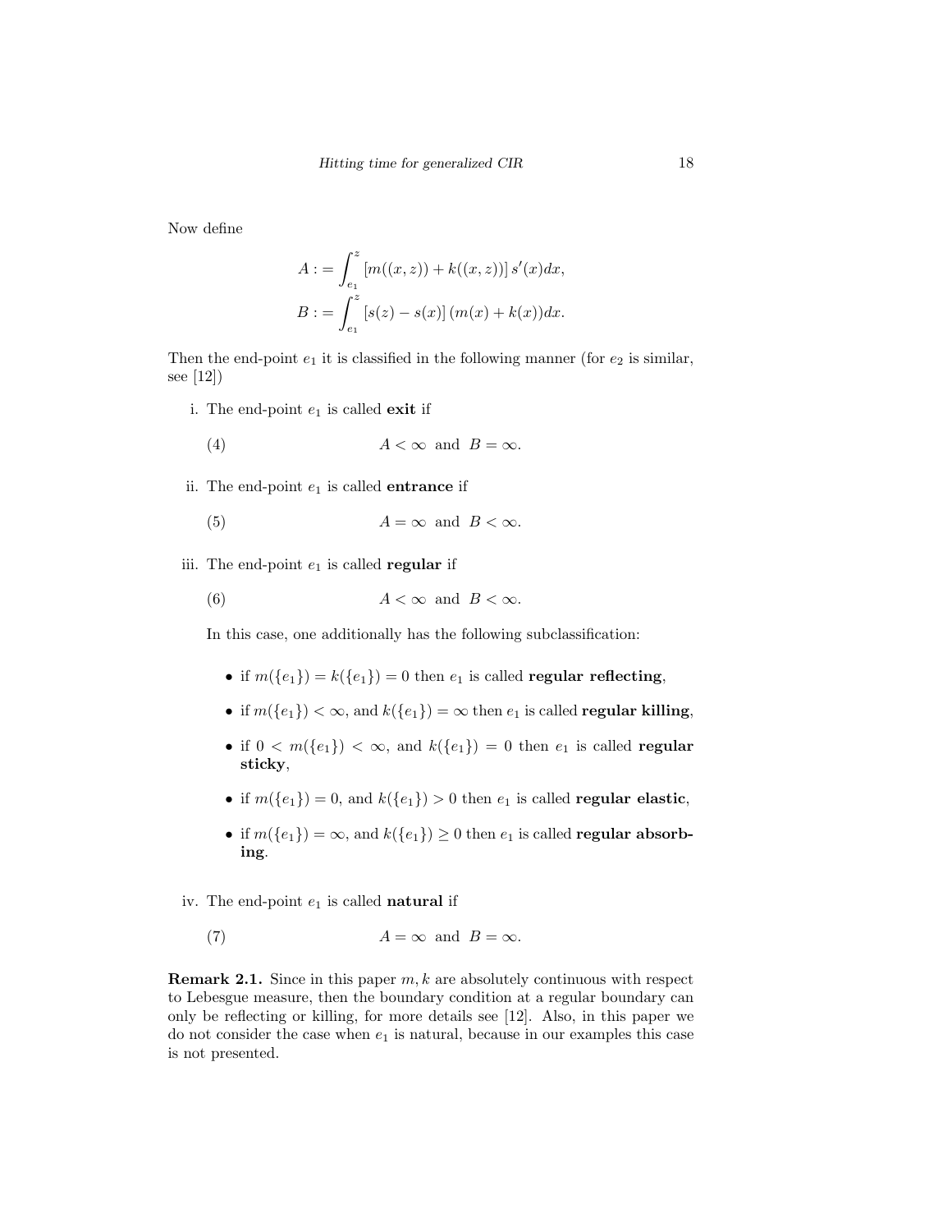Now define

$$
\begin{aligned}
A &:= \int_{e_1}^{z} \left[ m((x,z)) + k((x,z)) \right] s'(x) dx, \\
B &:= \int_{e_1}^{z} \left[ s(z) - s(x) \right] (m(x) + k(x)) dx.
\end{aligned}
$$

Then the end-point $e_1$ it is classified in the following manner (for $e_2$ is similar, see [12])

i. The end-point $e_1$ is called **exit** if

$$
A < \infty \ \text{ and } \ B = \infty. \tag{4}
$$

ii. The end-point $e_1$ is called **entrance** if

$$
A = \infty \ \text{ and } \ B < \infty. \tag{5}
$$

iii. The end-point $e_1$ is called **regular** if

$$
A < \infty \ \text{ and } \ B < \infty. \tag{6}
$$

In this case, one additionally has the following subclassification:

- if $m(\{e_1\}) = k(\{e_1\}) = 0$ then $e_1$ is called **regular reflecting**,
- if $m(\{e_1\}) < \infty$, and $k(\{e_1\}) = \infty$ then $e_1$ is called **regular killing**,
- if $0 < m(\{e_1\}) < \infty$, and $k(\{e_1\}) = 0$ then $e_1$ is called **regular sticky**,
- if $m(\{e_1\}) = 0$, and $k(\{e_1\}) > 0$ then $e_1$ is called **regular elastic**,
- if $m(\{e_1\}) = \infty$, and $k(\{e_1\}) \geq 0$ then $e_1$ is called **regular absorbing**.

iv. The end-point $e_1$ is called **natural** if

$$
A = \infty \ \text{ and } \ B = \infty. \tag{7}
$$

**Remark 2.1.** Since in this paper $m, k$ are absolutely continuous with respect to Lebesgue measure, then the boundary condition at a regular boundary can only be reflecting or killing, for more details see [12]. Also, in this paper we do not consider the case when $e_1$ is natural, because in our examples this case is not presented.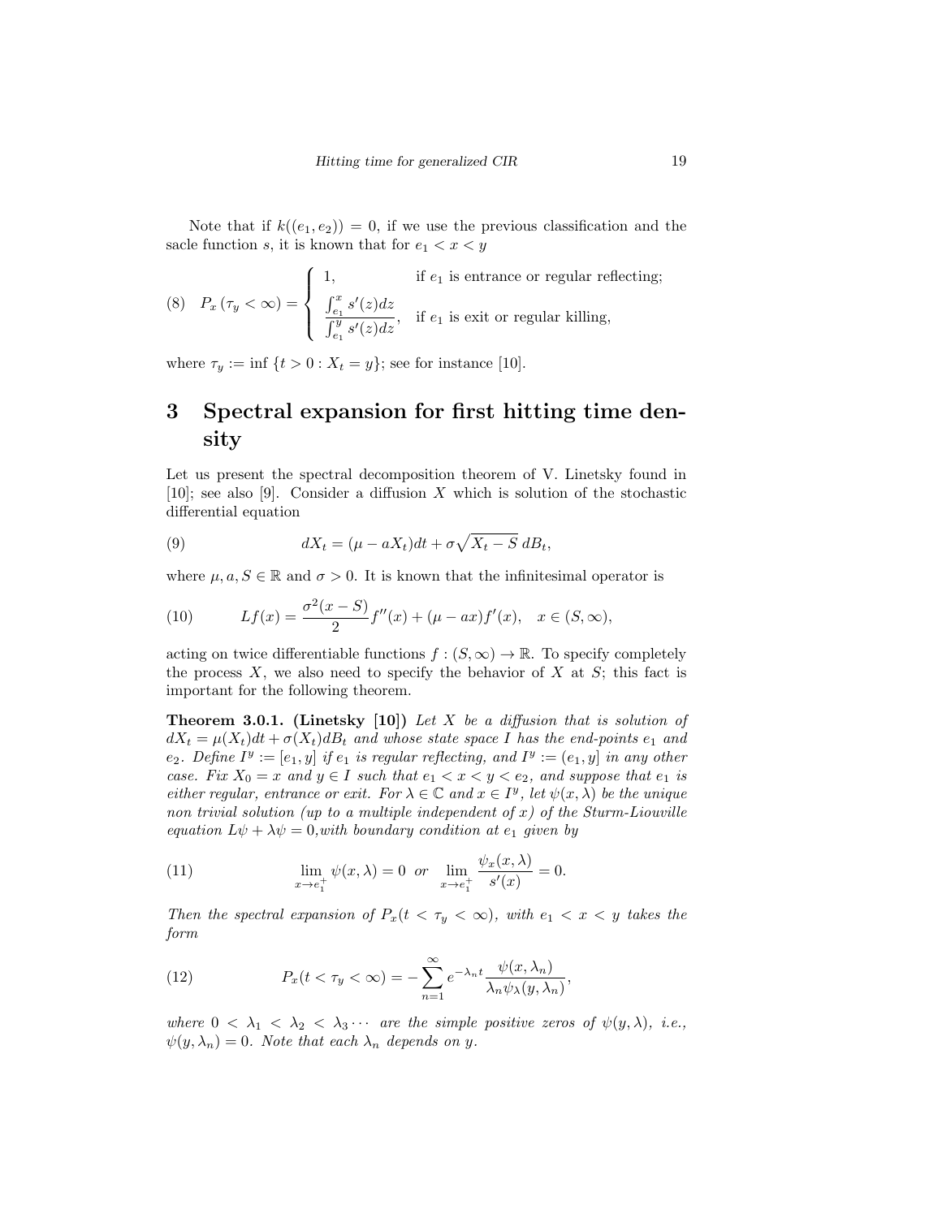Note that if $k((e_1, e_2)) = 0$, if we use the previous classification and the sacle function $s$, it is known that for $e_1 < x < y$

$$
(8)\quad P_x(\tau_y < \infty) = \begin{cases} 1, & \text{if } e_1 \text{ is entrance or regular reflecting;} \\ \dfrac{\int_{e_1}^{x} s'(z)dz}{\int_{e_1}^{y} s'(z)dz}, & \text{if } e_1 \text{ is exit or regular killing,} \end{cases}
$$

where $\tau_y := \inf\{t > 0 : X_t = y\}$; see for instance [10].

# 3 Spectral expansion for first hitting time density

Let us present the spectral decomposition theorem of V. Linetsky found in [10]; see also [9]. Consider a diffusion $X$ which is solution of the stochastic differential equation

$$
(9)\qquad dX_t = (\mu - aX_t)dt + \sigma\sqrt{X_t - S}\, dB_t,
$$

where $\mu, a, S \in \mathbb{R}$ and $\sigma > 0$. It is known that the infinitesimal operator is

$$
(10)\qquad Lf(x) = \frac{\sigma^2(x - S)}{2} f''(x) + (\mu - ax)f'(x), \quad x \in (S, \infty),
$$

acting on twice differentiable functions $f : (S, \infty) \to \mathbb{R}$. To specify completely the process $X$, we also need to specify the behavior of $X$ at $S$; this fact is important for the following theorem.

**Theorem 3.0.1. (Linetsky [10])** *Let $X$ be a diffusion that is solution of $dX_t = \mu(X_t)dt + \sigma(X_t)dB_t$ and whose state space $I$ has the end-points $e_1$ and $e_2$. Define $I^y := [e_1, y]$ if $e_1$ is regular reflecting, and $I^y := (e_1, y]$ in any other case. Fix $X_0 = x$ and $y \in I$ such that $e_1 < x < y < e_2$, and suppose that $e_1$ is either regular, entrance or exit. For $\lambda \in \mathbb{C}$ and $x \in I^y$, let $\psi(x, \lambda)$ be the unique non trivial solution (up to a multiple independent of $x$) of the Sturm-Liouville equation $L\psi + \lambda\psi = 0$, with boundary condition at $e_1$ given by*

$$
(11)\qquad \lim_{x \to e_1^+} \psi(x, \lambda) = 0 \;\; \text{or} \;\; \lim_{x \to e_1^+} \frac{\psi_x(x, \lambda)}{s'(x)} = 0.
$$

*Then the spectral expansion of $P_x(t < \tau_y < \infty)$, with $e_1 < x < y$ takes the form*

$$
(12)\qquad P_x(t < \tau_y < \infty) = -\sum_{n=1}^{\infty} e^{-\lambda_n t} \frac{\psi(x, \lambda_n)}{\lambda_n \psi_\lambda(y, \lambda_n)},
$$

*where $0 < \lambda_1 < \lambda_2 < \lambda_3 \cdots$ are the simple positive zeros of $\psi(y, \lambda)$, i.e., $\psi(y, \lambda_n) = 0$. Note that each $\lambda_n$ depends on $y$.*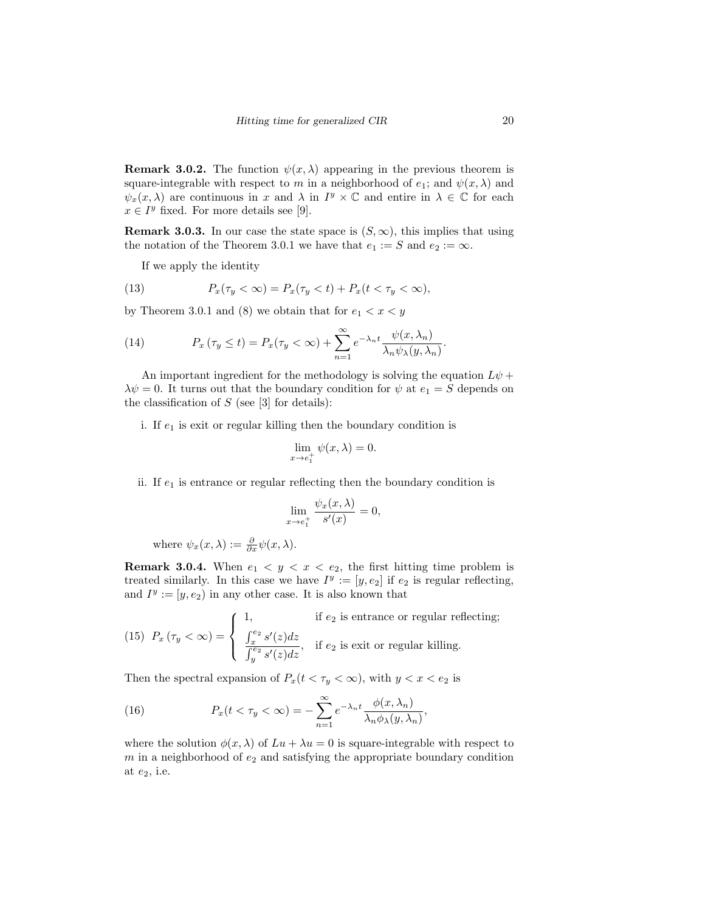**Remark 3.0.2.** The function $\psi(x,\lambda)$ appearing in the previous theorem is square-integrable with respect to $m$ in a neighborhood of $e_1$; and $\psi(x,\lambda)$ and $\psi_x(x,\lambda)$ are continuous in $x$ and $\lambda$ in $I^y \times \mathbb{C}$ and entire in $\lambda \in \mathbb{C}$ for each $x \in I^y$ fixed. For more details see [9].

**Remark 3.0.3.** In our case the state space is $(S,\infty)$, this implies that using the notation of the Theorem 3.0.1 we have that $e_1 := S$ and $e_2 := \infty$.

If we apply the identity

$$P_x(\tau_y < \infty) = P_x(\tau_y < t) + P_x(t < \tau_y < \infty), \tag{13}$$

by Theorem 3.0.1 and (8) we obtain that for $e_1 < x < y$

$$P_x\left(\tau_y \leq t\right) = P_x(\tau_y < \infty) + \sum_{n=1}^{\infty} e^{-\lambda_n t} \frac{\psi(x,\lambda_n)}{\lambda_n \psi_\lambda(y,\lambda_n)}. \tag{14}$$

An important ingredient for the methodology is solving the equation $L\psi + \lambda\psi = 0$. It turns out that the boundary condition for $\psi$ at $e_1 = S$ depends on the classification of $S$ (see [3] for details):

i. If $e_1$ is exit or regular killing then the boundary condition is

$$\lim_{x \to e_1^+} \psi(x,\lambda) = 0.$$

ii. If $e_1$ is entrance or regular reflecting then the boundary condition is

$$\lim_{x \to e_1^+} \frac{\psi_x(x,\lambda)}{s'(x)} = 0,$$

where $\psi_x(x,\lambda) := \frac{\partial}{\partial x}\psi(x,\lambda)$.

**Remark 3.0.4.** When $e_1 < y < x < e_2$, the first hitting time problem is treated similarly. In this case we have $I^y := [y, e_2]$ if $e_2$ is regular reflecting, and $I^y := [y, e_2)$ in any other case. It is also known that

$$P_x\left(\tau_y < \infty\right) = \begin{cases} 1, & \text{if } e_2 \text{ is entrance or regular reflecting;} \\ \dfrac{\int_x^{e_2} s'(z)dz}{\int_y^{e_2} s'(z)dz}, & \text{if } e_2 \text{ is exit or regular killing.} \end{cases} \tag{15}$$

Then the spectral expansion of $P_x(t < \tau_y < \infty)$, with $y < x < e_2$ is

$$P_x(t < \tau_y < \infty) = -\sum_{n=1}^{\infty} e^{-\lambda_n t} \frac{\phi(x,\lambda_n)}{\lambda_n \phi_\lambda(y,\lambda_n)}, \tag{16}$$

where the solution $\phi(x,\lambda)$ of $Lu + \lambda u = 0$ is square-integrable with respect to $m$ in a neighborhood of $e_2$ and satisfying the appropriate boundary condition at $e_2$, i.e.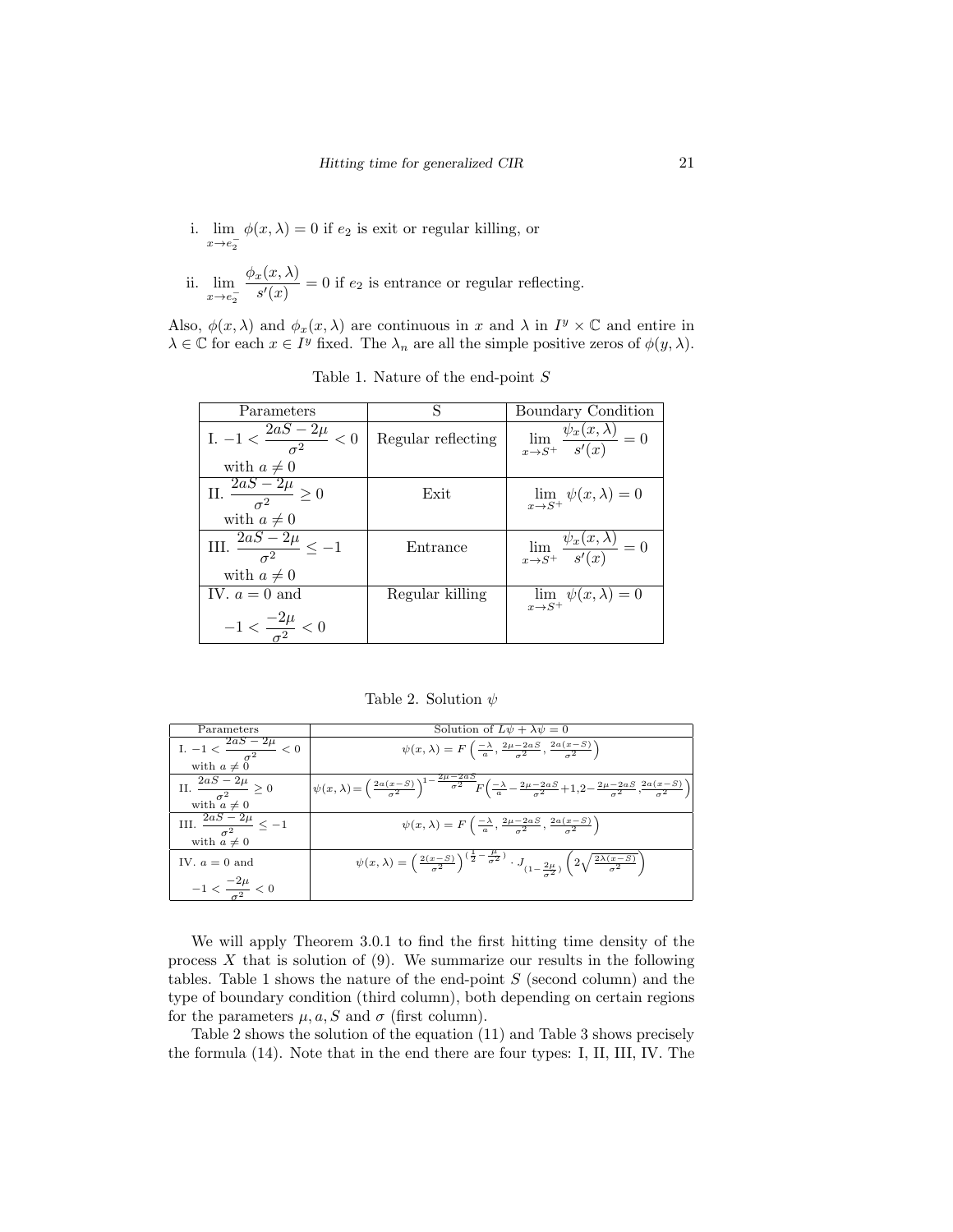i. $\lim_{x \to e_2^-} \phi(x, \lambda) = 0$ if $e_2$ is exit or regular killing, or

ii. $\lim_{x \to e_2^-} \dfrac{\phi_x(x,\lambda)}{s'(x)} = 0$ if $e_2$ is entrance or regular reflecting.

Also, $\phi(x, \lambda)$ and $\phi_x(x, \lambda)$ are continuous in $x$ and $\lambda$ in $I^y \times \mathbb{C}$ and entire in $\lambda \in \mathbb{C}$ for each $x \in I^y$ fixed. The $\lambda_n$ are all the simple positive zeros of $\phi(y, \lambda)$.

Table 1. Nature of the end-point $S$

| Parameters | S | Boundary Condition |
|---|---|---|
| I. $-1 < \dfrac{2aS - 2\mu}{\sigma^2} < 0$ with $a \neq 0$ | Regular reflecting | $\lim_{x \to S^+} \dfrac{\psi_x(x,\lambda)}{s'(x)} = 0$ |
| II. $\dfrac{2aS - 2\mu}{\sigma^2} \geq 0$ with $a \neq 0$ | Exit | $\lim_{x \to S^+} \psi(x, \lambda) = 0$ |
| III. $\dfrac{2aS - 2\mu}{\sigma^2} \leq -1$ with $a \neq 0$ | Entrance | $\lim_{x \to S^+} \dfrac{\psi_x(x,\lambda)}{s'(x)} = 0$ |
| IV. $a = 0$ and $-1 < \dfrac{-2\mu}{\sigma^2} < 0$ | Regular killing | $\lim_{x \to S^+} \psi(x, \lambda) = 0$ |

Table 2. Solution $\psi$

| Parameters | Solution of $L\psi + \lambda\psi = 0$ |
|---|---|
| I. $-1 < \dfrac{2aS - 2\mu}{\sigma^2} < 0$ with $a \neq 0$ | $\psi(x,\lambda) = F\left(\frac{-\lambda}{a}, \frac{2\mu - 2aS}{\sigma^2}, \frac{2a(x-S)}{\sigma^2}\right)$ |
| II. $\dfrac{2aS - 2\mu}{\sigma^2} \geq 0$ with $a \neq 0$ | $\psi(x,\lambda) = \left(\frac{2a(x-S)}{\sigma^2}\right)^{1 - \frac{2\mu - 2aS}{\sigma^2}} F\left(\frac{-\lambda}{a} - \frac{2\mu - 2aS}{\sigma^2} + 1, 2 - \frac{2\mu - 2aS}{\sigma^2}, \frac{2a(x-S)}{\sigma^2}\right)$ |
| III. $\dfrac{2aS - 2\mu}{\sigma^2} \leq -1$ with $a \neq 0$ | $\psi(x,\lambda) = F\left(\frac{-\lambda}{a}, \frac{2\mu - 2aS}{\sigma^2}, \frac{2a(x-S)}{\sigma^2}\right)$ |
| IV. $a = 0$ and $-1 < \dfrac{-2\mu}{\sigma^2} < 0$ | $\psi(x,\lambda) = \left(\frac{2(x-S)}{\sigma^2}\right)^{\left(\frac{1}{2} - \frac{\mu}{\sigma^2}\right)} \cdot J_{\left(1 - \frac{2\mu}{\sigma^2}\right)}\left(2\sqrt{\frac{2\lambda(x-S)}{\sigma^2}}\right)$ |

We will apply Theorem 3.0.1 to find the first hitting time density of the process $X$ that is solution of (9). We summarize our results in the following tables. Table 1 shows the nature of the end-point $S$ (second column) and the type of boundary condition (third column), both depending on certain regions for the parameters $\mu, a, S$ and $\sigma$ (first column).

Table 2 shows the solution of the equation (11) and Table 3 shows precisely the formula (14). Note that in the end there are four types: I, II, III, IV. The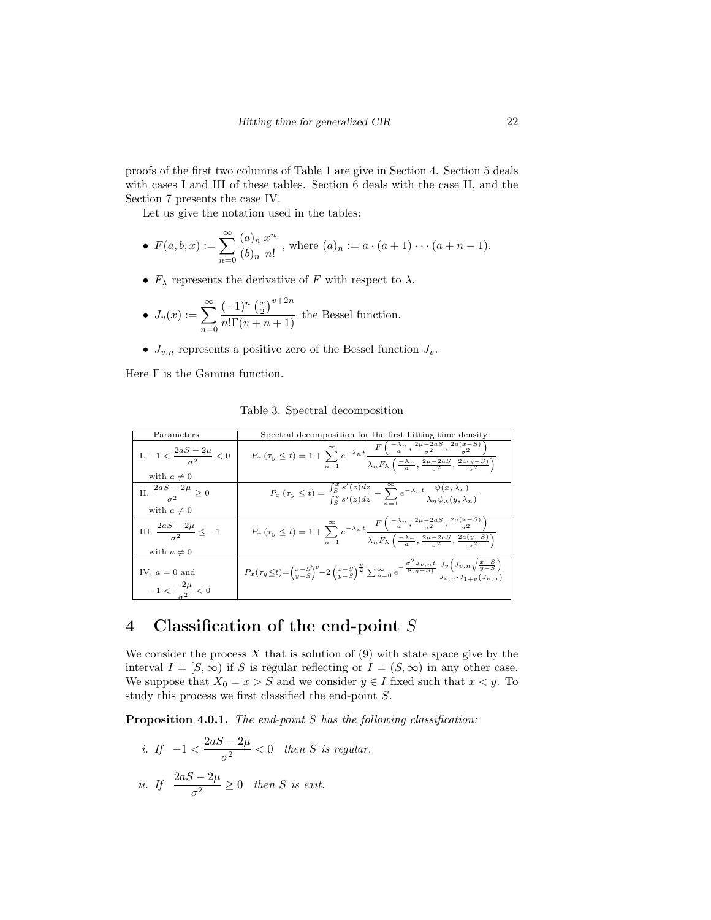proofs of the first two columns of Table 1 are give in Section 4. Section 5 deals with cases I and III of these tables. Section 6 deals with the case II, and the Section 7 presents the case IV.

Let us give the notation used in the tables:

- $F(a,b,x) := \sum_{n=0}^{\infty} \frac{(a)_n}{(b)_n} \frac{x^n}{n!}$ , where $(a)_n := a \cdot (a+1) \cdots (a+n-1)$.
- $F_\lambda$ represents the derivative of $F$ with respect to $\lambda$.
- $J_v(x) := \sum_{n=0}^{\infty} \frac{(-1)^n \left(\frac{x}{2}\right)^{v+2n}}{n!\Gamma(v+n+1)}$ the Bessel function.
- $J_{v,n}$ represents a positive zero of the Bessel function $J_v$.

Here $\Gamma$ is the Gamma function.

Table 3. Spectral decomposition

| Parameters | Spectral decomposition for the first hitting time density |
|---|---|
| I. $-1 < \frac{2aS-2\mu}{\sigma^2} < 0$ with $a \neq 0$ | $P_x(\tau_y \leq t) = 1 + \sum_{n=1}^{\infty} e^{-\lambda_n t} \frac{F\left(\frac{-\lambda_n}{a}, \frac{2\mu-2aS}{\sigma^2}, \frac{2a(x-S)}{\sigma^2}\right)}{\lambda_n F_\lambda\left(\frac{-\lambda_n}{a}, \frac{2\mu-2aS}{\sigma^2}, \frac{2a(y-S)}{\sigma^2}\right)}$ |
| II. $\frac{2aS-2\mu}{\sigma^2} \geq 0$ with $a \neq 0$ | $P_x(\tau_y \leq t) = \frac{\int_S^x s'(z)dz}{\int_S^y s'(z)dz} + \sum_{n=1}^{\infty} e^{-\lambda_n t} \frac{\psi(x,\lambda_n)}{\lambda_n \psi_\lambda(y,\lambda_n)}$ |
| III. $\frac{2aS-2\mu}{\sigma^2} \leq -1$ with $a \neq 0$ | $P_x(\tau_y \leq t) = 1 + \sum_{n=1}^{\infty} e^{-\lambda_n t} \frac{F\left(\frac{-\lambda_n}{a}, \frac{2\mu-2aS}{\sigma^2}, \frac{2a(x-S)}{\sigma^2}\right)}{\lambda_n F_\lambda\left(\frac{-\lambda_n}{a}, \frac{2\mu-2aS}{\sigma^2}, \frac{2a(y-S)}{\sigma^2}\right)}$ |
| IV. $a=0$ and $-1 < \frac{-2\mu}{\sigma^2} < 0$ | $P_x(\tau_y \leq t) = \left(\frac{x-S}{y-S}\right)^v - 2\left(\frac{x-S}{y-S}\right)^{\frac{v}{2}} \sum_{n=0}^{\infty} e^{-\frac{\sigma^2 J_{v,n} t}{8(y-S)}} \frac{J_v\left(J_{v,n}\sqrt{\frac{x-S}{y-S}}\right)}{J_{v,n} \cdot J_{1+v}(J_{v,n})}$ |

# 4 Classification of the end-point $S$

We consider the process $X$ that is solution of (9) with state space give by the interval $I = [S, \infty)$ if $S$ is regular reflecting or $I = (S, \infty)$ in any other case. We suppose that $X_0 = x > S$ and we consider $y \in I$ fixed such that $x < y$. To study this process we first classified the end-point $S$.

**Proposition 4.0.1.** *The end-point $S$ has the following classification:*

*i. If* $-1 < \frac{2aS-2\mu}{\sigma^2} < 0$ *then $S$ is regular.*

*ii. If* $\frac{2aS-2\mu}{\sigma^2} \geq 0$ *then $S$ is exit.*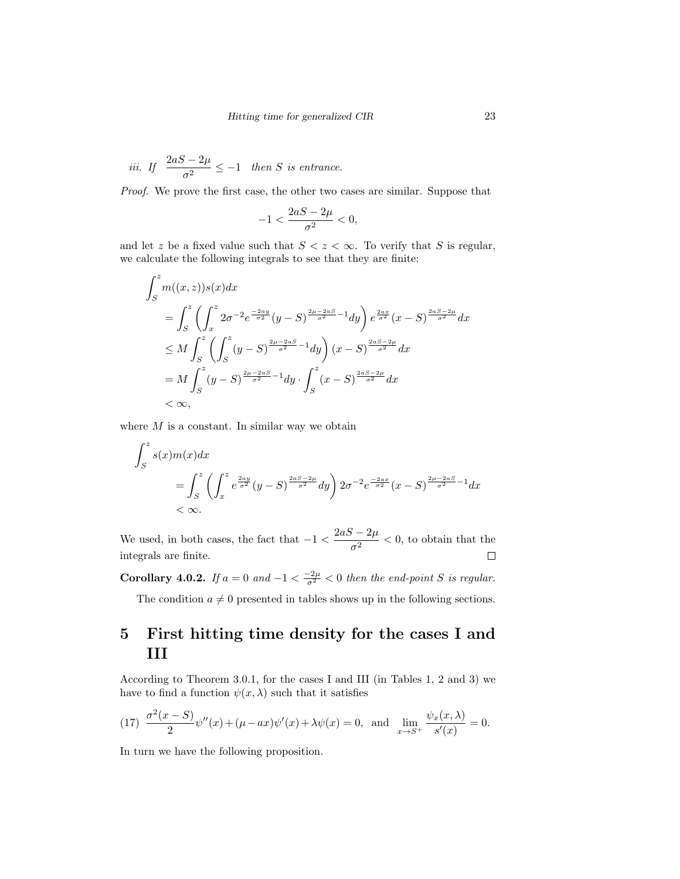*iii.* *If* $\dfrac{2aS-2\mu}{\sigma^2} \leq -1$ *then* $S$ *is entrance.*

*Proof.* We prove the first case, the other two cases are similar. Suppose that

$$-1 < \frac{2aS-2\mu}{\sigma^2} < 0,$$

and let $z$ be a fixed value such that $S < z < \infty$. To verify that $S$ is regular, we calculate the following integrals to see that they are finite:

$$\begin{aligned}
\int_S^z & m((x,z))s(x)dx \\
&= \int_S^z \left( \int_x^z 2\sigma^{-2} e^{\frac{-2ay}{\sigma^2}} (y-S)^{\frac{2\mu-2aS}{\sigma^2}-1} dy \right) e^{\frac{2ax}{\sigma^2}} (x-S)^{\frac{2aS-2\mu}{\sigma^2}} dx \\
&\leq M \int_S^z \left( \int_S^z (y-S)^{\frac{2\mu-2aS}{\sigma^2}-1} dy \right) (x-S)^{\frac{2aS-2\mu}{\sigma^2}} dx \\
&= M \int_S^z (y-S)^{\frac{2\mu-2aS}{\sigma^2}-1} dy \cdot \int_S^z (x-S)^{\frac{2aS-2\mu}{\sigma^2}} dx \\
&< \infty,
\end{aligned}$$

where $M$ is a constant. In similar way we obtain

$$\begin{aligned}
\int_S^z & s(x)m(x)dx \\
&= \int_S^z \left( \int_x^z e^{\frac{2ay}{\sigma^2}} (y-S)^{\frac{2aS-2\mu}{\sigma^2}} dy \right) 2\sigma^{-2} e^{\frac{-2ax}{\sigma^2}} (x-S)^{\frac{2\mu-2aS}{\sigma^2}-1} dx \\
&< \infty.
\end{aligned}$$

We used, in both cases, the fact that $-1 < \dfrac{2aS-2\mu}{\sigma^2} < 0$, to obtain that the integrals are finite. $\square$

**Corollary 4.0.2.** *If* $a = 0$ *and* $-1 < \frac{-2\mu}{\sigma^2} < 0$ *then the end-point* $S$ *is regular.*

The condition $a \neq 0$ presented in tables shows up in the following sections.

# 5 First hitting time density for the cases I and III

According to Theorem 3.0.1, for the cases I and III (in Tables 1, 2 and 3) we have to find a function $\psi(x,\lambda)$ such that it satisfies

$$\text{(17)} \quad \frac{\sigma^2(x-S)}{2}\psi''(x) + (\mu - ax)\psi'(x) + \lambda\psi(x) = 0, \quad \text{and} \quad \lim_{x \to S^+} \frac{\psi_x(x,\lambda)}{s'(x)} = 0.$$

In turn we have the following proposition.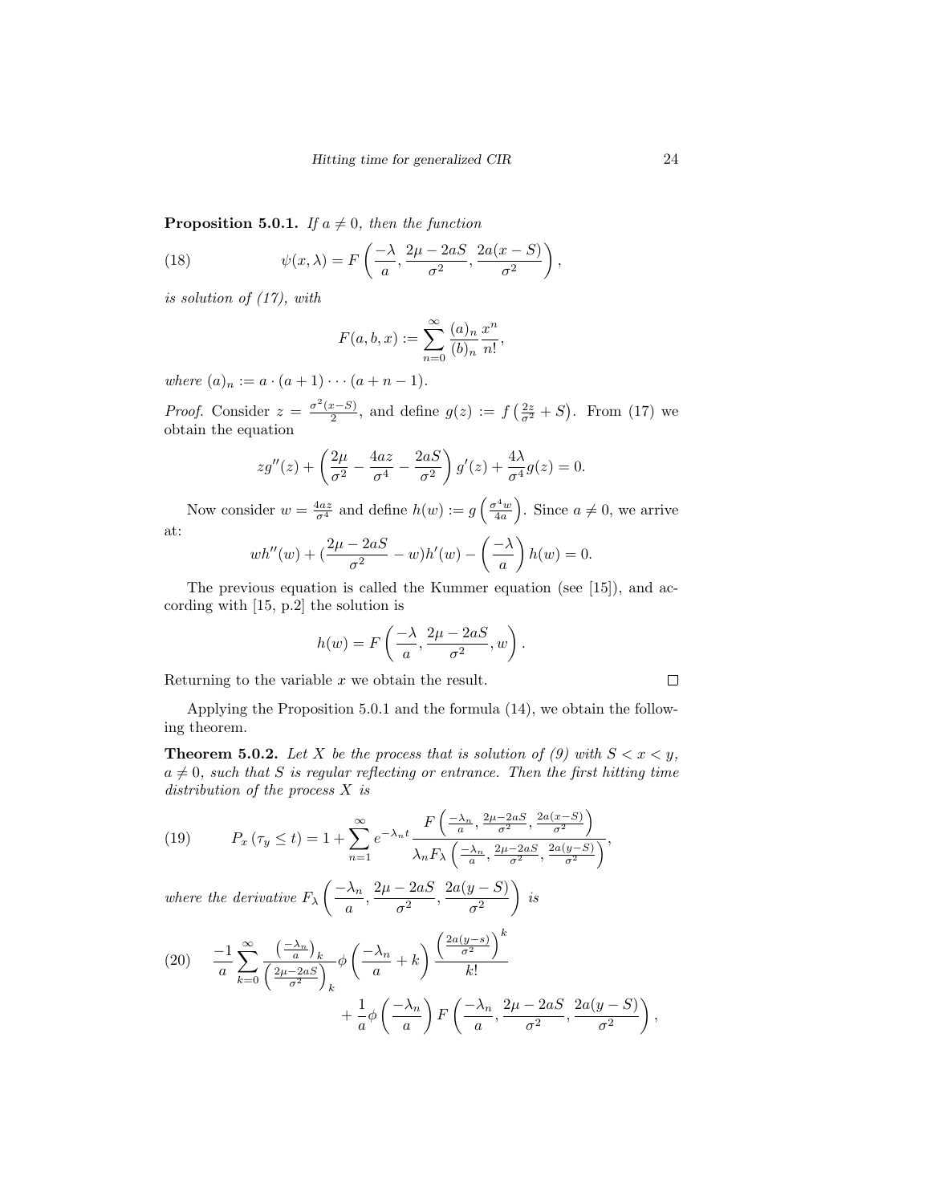**Proposition 5.0.1.** *If $a \neq 0$, then the function*

$$\psi(x,\lambda) = F\left(\frac{-\lambda}{a}, \frac{2\mu - 2aS}{\sigma^2}, \frac{2a(x-S)}{\sigma^2}\right), \tag{18}$$

*is solution of (17), with*

$$F(a,b,x) := \sum_{n=0}^{\infty} \frac{(a)_n}{(b)_n} \frac{x^n}{n!},$$

*where $(a)_n := a \cdot (a+1) \cdots (a+n-1)$.*

*Proof.* Consider $z = \frac{\sigma^2(x-S)}{2}$, and define $g(z) := f\left(\frac{2z}{\sigma^2} + S\right)$. From (17) we obtain the equation

$$zg''(z) + \left(\frac{2\mu}{\sigma^2} - \frac{4az}{\sigma^4} - \frac{2aS}{\sigma^2}\right) g'(z) + \frac{4\lambda}{\sigma^4} g(z) = 0.$$

Now consider $w = \frac{4az}{\sigma^4}$ and define $h(w) := g\left(\frac{\sigma^4 w}{4a}\right)$. Since $a \neq 0$, we arrive at:

$$wh''(w) + \left(\frac{2\mu - 2aS}{\sigma^2} - w\right)h'(w) - \left(\frac{-\lambda}{a}\right) h(w) = 0.$$

The previous equation is called the Kummer equation (see [15]), and according with [15, p.2] the solution is

$$h(w) = F\left(\frac{-\lambda}{a}, \frac{2\mu - 2aS}{\sigma^2}, w\right).$$

Returning to the variable $x$ we obtain the result. $\square$

Applying the Proposition 5.0.1 and the formula (14), we obtain the following theorem.

**Theorem 5.0.2.** *Let $X$ be the process that is solution of (9) with $S < x < y$, $a \neq 0$, such that $S$ is regular reflecting or entrance. Then the first hitting time distribution of the process $X$ is*

$$P_x(\tau_y \leq t) = 1 + \sum_{n=1}^{\infty} e^{-\lambda_n t} \frac{F\left(\frac{-\lambda_n}{a}, \frac{2\mu - 2aS}{\sigma^2}, \frac{2a(x-S)}{\sigma^2}\right)}{\lambda_n F_\lambda\left(\frac{-\lambda_n}{a}, \frac{2\mu - 2aS}{\sigma^2}, \frac{2a(y-S)}{\sigma^2}\right)}, \tag{19}$$

*where the derivative $F_\lambda\left(\frac{-\lambda_n}{a}, \frac{2\mu - 2aS}{\sigma^2}, \frac{2a(y-S)}{\sigma^2}\right)$ is*

$$\frac{-1}{a} \sum_{k=0}^{\infty} \frac{\left(\frac{-\lambda_n}{a}\right)_k}{\left(\frac{2\mu - 2aS}{\sigma^2}\right)_k} \phi\left(\frac{-\lambda_n}{a} + k\right) \frac{\left(\frac{2a(y-s)}{\sigma^2}\right)^k}{k!} + \frac{1}{a}\phi\left(\frac{-\lambda_n}{a}\right) F\left(\frac{-\lambda_n}{a}, \frac{2\mu - 2aS}{\sigma^2}, \frac{2a(y-S)}{\sigma^2}\right), \tag{20}$$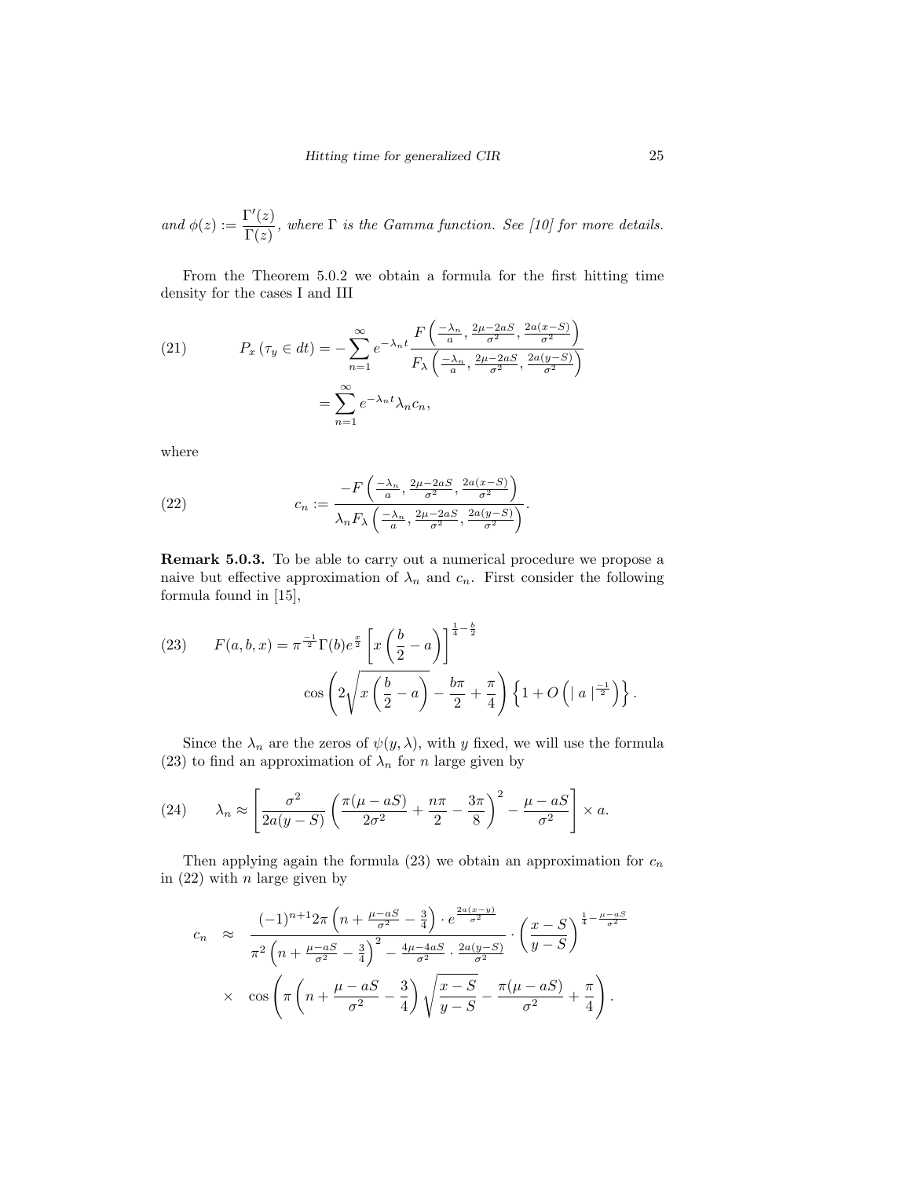and $\phi(z) := \dfrac{\Gamma'(z)}{\Gamma(z)}$, *where* $\Gamma$ *is the Gamma function. See [10] for more details.*

From the Theorem 5.0.2 we obtain a formula for the first hitting time density for the cases I and III

$$
\begin{aligned}
(21) \qquad P_x(\tau_y \in dt) &= -\sum_{n=1}^{\infty} e^{-\lambda_n t} \frac{F\left(\frac{-\lambda_n}{a}, \frac{2\mu - 2aS}{\sigma^2}, \frac{2a(x-S)}{\sigma^2}\right)}{F_\lambda\left(\frac{-\lambda_n}{a}, \frac{2\mu - 2aS}{\sigma^2}, \frac{2a(y-S)}{\sigma^2}\right)} \\
&= \sum_{n=1}^{\infty} e^{-\lambda_n t} \lambda_n c_n,
\end{aligned}
$$

where

$$
(22) \qquad c_n := \frac{-F\left(\frac{-\lambda_n}{a}, \frac{2\mu - 2aS}{\sigma^2}, \frac{2a(x-S)}{\sigma^2}\right)}{\lambda_n F_\lambda\left(\frac{-\lambda_n}{a}, \frac{2\mu - 2aS}{\sigma^2}, \frac{2a(y-S)}{\sigma^2}\right)}.
$$

**Remark 5.0.3.** To be able to carry out a numerical procedure we propose a naive but effective approximation of $\lambda_n$ and $c_n$. First consider the following formula found in [15],

$$
\begin{aligned}
(23) \qquad F(a, b, x) = \pi^{\frac{-1}{2}} \Gamma(b) e^{\frac{x}{2}} \left[x\left(\frac{b}{2} - a\right)\right]^{\frac{1}{4} - \frac{b}{2}} \\
\cos\left(2\sqrt{x\left(\frac{b}{2} - a\right)} - \frac{b\pi}{2} + \frac{\pi}{4}\right) \left\{1 + O\left(|\, a\,|^{\frac{-1}{2}}\right)\right\}.
\end{aligned}
$$

Since the $\lambda_n$ are the zeros of $\psi(y, \lambda)$, with $y$ fixed, we will use the formula (23) to find an approximation of $\lambda_n$ for $n$ large given by

$$
(24) \qquad \lambda_n \approx \left[\frac{\sigma^2}{2a(y-S)}\left(\frac{\pi(\mu - aS)}{2\sigma^2} + \frac{n\pi}{2} - \frac{3\pi}{8}\right)^2 - \frac{\mu - aS}{\sigma^2}\right] \times a.
$$

Then applying again the formula (23) we obtain an approximation for $c_n$ in (22) with $n$ large given by

$$
\begin{aligned}
c_n \quad &\approx \quad \frac{(-1)^{n+1} 2\pi\left(n + \frac{\mu - aS}{\sigma^2} - \frac{3}{4}\right) \cdot e^{\frac{2a(x-y)}{\sigma^2}}}{\pi^2\left(n + \frac{\mu - aS}{\sigma^2} - \frac{3}{4}\right)^2 - \frac{4\mu - 4aS}{\sigma^2} \cdot \frac{2a(y-S)}{\sigma^2}} \cdot \left(\frac{x - S}{y - S}\right)^{\frac{1}{4} - \frac{\mu - aS}{\sigma^2}} \\
&\times \quad \cos\left(\pi\left(n + \frac{\mu - aS}{\sigma^2} - \frac{3}{4}\right)\sqrt{\frac{x - S}{y - S}} - \frac{\pi(\mu - aS)}{\sigma^2} + \frac{\pi}{4}\right).
\end{aligned}
$$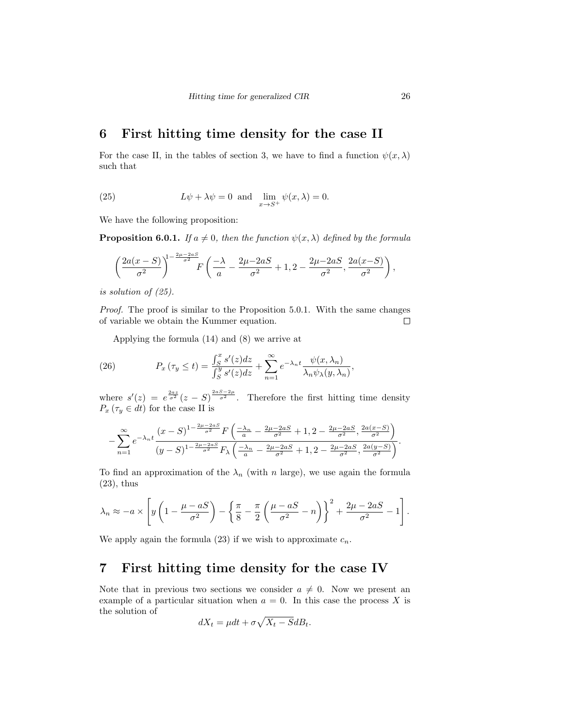## 6 First hitting time density for the case II

For the case II, in the tables of section 3, we have to find a function $\psi(x, \lambda)$ such that

$$L\psi + \lambda\psi = 0 \text{ and } \lim_{x \to S^+} \psi(x, \lambda) = 0. \tag{25}$$

We have the following proposition:

**Proposition 6.0.1.** *If $a \neq 0$, then the function $\psi(x, \lambda)$ defined by the formula*

$$\left(\frac{2a(x-S)}{\sigma^2}\right)^{1-\frac{2\mu-2aS}{\sigma^2}} F\left(\frac{-\lambda}{a} - \frac{2\mu - 2aS}{\sigma^2} + 1, 2 - \frac{2\mu - 2aS}{\sigma^2}, \frac{2a(x-S)}{\sigma^2}\right),$$

*is solution of (25).*

*Proof.* The proof is similar to the Proposition 5.0.1. With the same changes of variable we obtain the Kummer equation. □

Applying the formula (14) and (8) we arrive at

$$P_x(\tau_y \leq t) = \frac{\int_S^x s'(z)dz}{\int_S^y s'(z)dz} + \sum_{n=1}^{\infty} e^{-\lambda_n t} \frac{\psi(x, \lambda_n)}{\lambda_n \psi_\lambda(y, \lambda_n)}, \tag{26}$$

where $s'(z) = e^{\frac{2az}{\sigma^2}}(z - S)^{\frac{2aS-2\mu}{\sigma^2}}$. Therefore the first hitting time density $P_x(\tau_y \in dt)$ for the case II is

$$-\sum_{n=1}^{\infty} e^{-\lambda_n t} \frac{(x-S)^{1-\frac{2\mu-2aS}{\sigma^2}} F\left(\frac{-\lambda_n}{a} - \frac{2\mu-2aS}{\sigma^2} + 1, 2 - \frac{2\mu-2aS}{\sigma^2}, \frac{2a(x-S)}{\sigma^2}\right)}{(y-S)^{1-\frac{2\mu-2aS}{\sigma^2}} F_\lambda\left(\frac{-\lambda_n}{a} - \frac{2\mu-2aS}{\sigma^2} + 1, 2 - \frac{2\mu-2aS}{\sigma^2}, \frac{2a(y-S)}{\sigma^2}\right)}.$$

To find an approximation of the $\lambda_n$ (with $n$ large), we use again the formula (23), thus

$$\lambda_n \approx -a \times \left[y\left(1 - \frac{\mu - aS}{\sigma^2}\right) - \left\{\frac{\pi}{8} - \frac{\pi}{2}\left(\frac{\mu - aS}{\sigma^2} - n\right)\right\}^2 + \frac{2\mu - 2aS}{\sigma^2} - 1\right].$$

We apply again the formula (23) if we wish to approximate $c_n$.

## 7 First hitting time density for the case IV

Note that in previous two sections we consider $a \neq 0$. Now we present an example of a particular situation when $a = 0$. In this case the process $X$ is the solution of

$$dX_t = \mu dt + \sigma\sqrt{X_t - S}dB_t.$$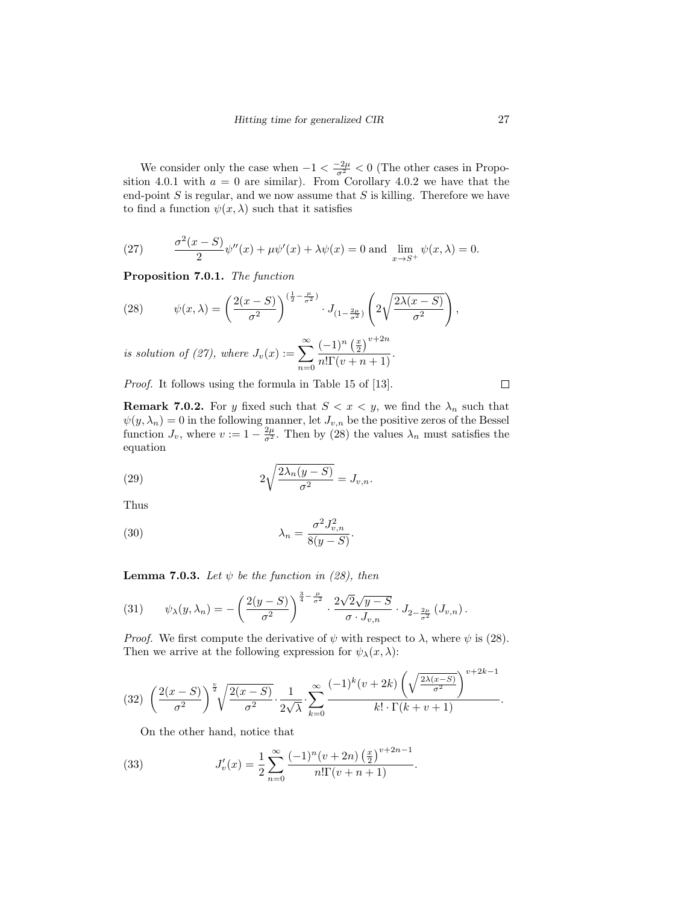We consider only the case when $-1 < \frac{-2\mu}{\sigma^2} < 0$ (The other cases in Proposition 4.0.1 with $a = 0$ are similar). From Corollary 4.0.2 we have that the end-point $S$ is regular, and we now assume that $S$ is killing. Therefore we have to find a function $\psi(x, \lambda)$ such that it satisfies

$$\frac{\sigma^2(x-S)}{2}\psi''(x) + \mu\psi'(x) + \lambda\psi(x) = 0 \text{ and } \lim_{x\to S^+}\psi(x,\lambda) = 0. \tag{27}$$

**Proposition 7.0.1.** *The function*

$$\psi(x,\lambda) = \left(\frac{2(x-S)}{\sigma^2}\right)^{\left(\frac{1}{2}-\frac{\mu}{\sigma^2}\right)} \cdot J_{\left(1-\frac{2\mu}{\sigma^2}\right)}\left(2\sqrt{\frac{2\lambda(x-S)}{\sigma^2}}\right), \tag{28}$$

*is solution of (27), where* $J_v(x) := \displaystyle\sum_{n=0}^{\infty} \frac{(-1)^n \left(\frac{x}{2}\right)^{v+2n}}{n!\Gamma(v+n+1)}$.

*Proof.* It follows using the formula in Table 15 of [13]. $\square$

**Remark 7.0.2.** For $y$ fixed such that $S < x < y$, we find the $\lambda_n$ such that $\psi(y, \lambda_n) = 0$ in the following manner, let $J_{v,n}$ be the positive zeros of the Bessel function $J_v$, where $v := 1 - \frac{2\mu}{\sigma^2}$. Then by (28) the values $\lambda_n$ must satisfies the equation

$$2\sqrt{\frac{2\lambda_n(y-S)}{\sigma^2}} = J_{v,n}. \tag{29}$$

Thus

$$\lambda_n = \frac{\sigma^2 J_{v,n}^2}{8(y-S)}. \tag{30}$$

**Lemma 7.0.3.** *Let $\psi$ be the function in (28), then*

$$\psi_\lambda(y,\lambda_n) = -\left(\frac{2(y-S)}{\sigma^2}\right)^{\frac{3}{4}-\frac{\mu}{\sigma^2}} \cdot \frac{2\sqrt{2}\sqrt{y-S}}{\sigma \cdot J_{v,n}} \cdot J_{2-\frac{2\mu}{\sigma^2}}\left(J_{v,n}\right). \tag{31}$$

*Proof.* We first compute the derivative of $\psi$ with respect to $\lambda$, where $\psi$ is (28). Then we arrive at the following expression for $\psi_\lambda(x,\lambda)$:

$$\left(\frac{2(x-S)}{\sigma^2}\right)^{\frac{v}{2}} \sqrt{\frac{2(x-S)}{\sigma^2}} \cdot \frac{1}{2\sqrt{\lambda}} \cdot \sum_{k=0}^{\infty} \frac{(-1)^k (v+2k)\left(\sqrt{\frac{2\lambda(x-S)}{\sigma^2}}\right)^{v+2k-1}}{k! \cdot \Gamma(k+v+1)}. \tag{32}$$

On the other hand, notice that

$$J_v'(x) = \frac{1}{2}\sum_{n=0}^{\infty} \frac{(-1)^n (v+2n)\left(\frac{x}{2}\right)^{v+2n-1}}{n!\Gamma(v+n+1)}. \tag{33}$$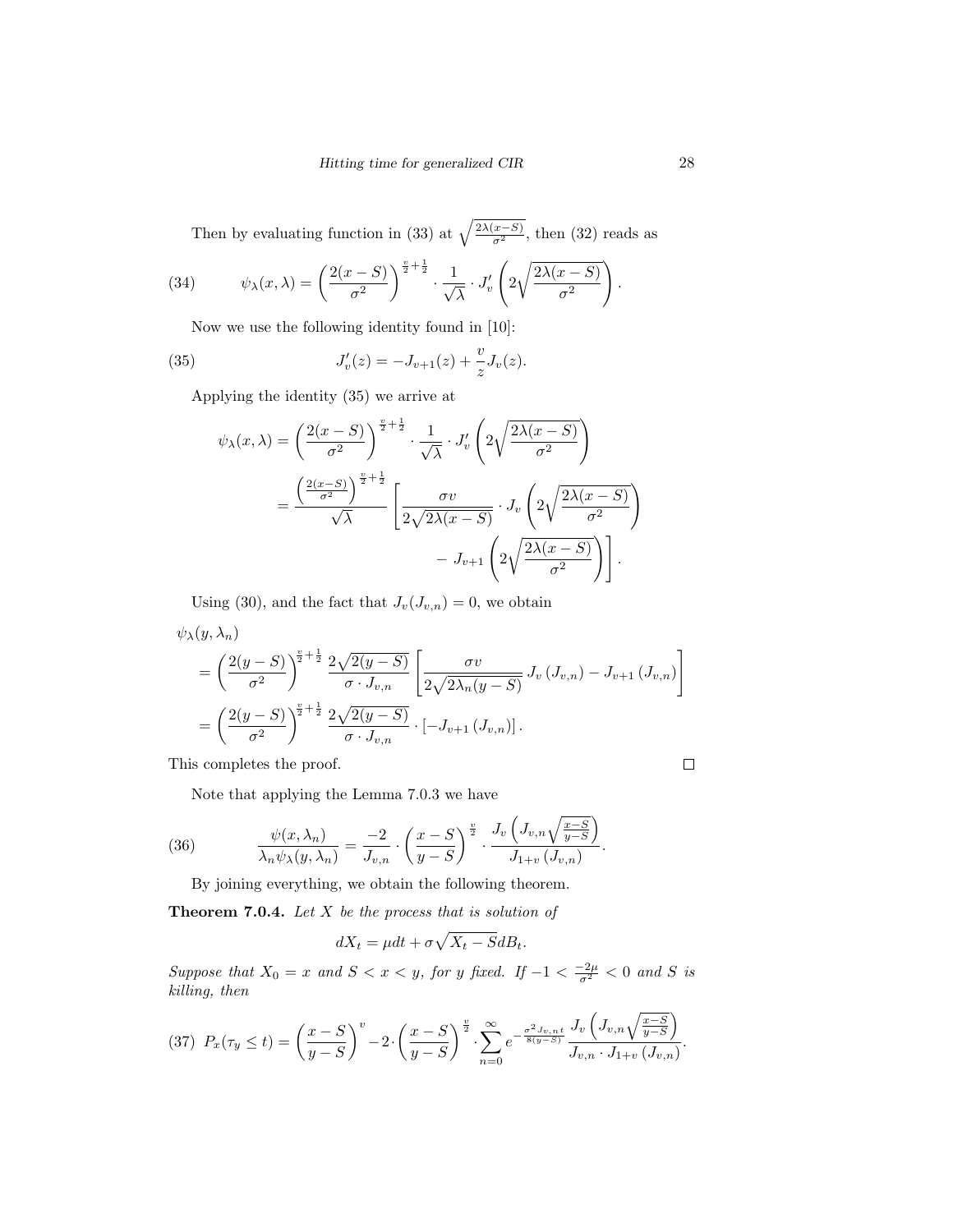Then by evaluating function in (33) at $\sqrt{\frac{2\lambda(x-S)}{\sigma^2}}$, then (32) reads as

$$\psi_\lambda(x,\lambda) = \left(\frac{2(x-S)}{\sigma^2}\right)^{\frac{v}{2}+\frac{1}{2}} \cdot \frac{1}{\sqrt{\lambda}} \cdot J_v'\left(2\sqrt{\frac{2\lambda(x-S)}{\sigma^2}}\right). \tag{34}$$

Now we use the following identity found in [10]:

$$J_v'(z) = -J_{v+1}(z) + \frac{v}{z}J_v(z). \tag{35}$$

Applying the identity (35) we arrive at

$$\begin{aligned}
\psi_\lambda(x,\lambda) &= \left(\frac{2(x-S)}{\sigma^2}\right)^{\frac{v}{2}+\frac{1}{2}} \cdot \frac{1}{\sqrt{\lambda}} \cdot J_v'\left(2\sqrt{\frac{2\lambda(x-S)}{\sigma^2}}\right) \\
&= \frac{\left(\frac{2(x-S)}{\sigma^2}\right)^{\frac{v}{2}+\frac{1}{2}}}{\sqrt{\lambda}}\left[\frac{\sigma v}{2\sqrt{2\lambda(x-S)}} \cdot J_v\left(2\sqrt{\frac{2\lambda(x-S)}{\sigma^2}}\right)\right. \\
&\qquad\qquad \left. -\ J_{v+1}\left(2\sqrt{\frac{2\lambda(x-S)}{\sigma^2}}\right)\right].
\end{aligned}$$

Using (30), and the fact that $J_v(J_{v,n}) = 0$, we obtain

$$\begin{aligned}
&\psi_\lambda(y,\lambda_n) \\
&= \left(\frac{2(y-S)}{\sigma^2}\right)^{\frac{v}{2}+\frac{1}{2}} \frac{2\sqrt{2(y-S)}}{\sigma \cdot J_{v,n}}\left[\frac{\sigma v}{2\sqrt{2\lambda_n(y-S)}}\, J_v\left(J_{v,n}\right) - J_{v+1}\left(J_{v,n}\right)\right] \\
&= \left(\frac{2(y-S)}{\sigma^2}\right)^{\frac{v}{2}+\frac{1}{2}} \frac{2\sqrt{2(y-S)}}{\sigma \cdot J_{v,n}} \cdot \left[-J_{v+1}\left(J_{v,n}\right)\right].
\end{aligned}$$

This completes the proof. ☐

Note that applying the Lemma 7.0.3 we have

$$\frac{\psi(x,\lambda_n)}{\lambda_n \psi_\lambda(y,\lambda_n)} = \frac{-2}{J_{v,n}} \cdot \left(\frac{x-S}{y-S}\right)^{\frac{v}{2}} \cdot \frac{J_v\left(J_{v,n}\sqrt{\frac{x-S}{y-S}}\right)}{J_{1+v}\left(J_{v,n}\right)}. \tag{36}$$

By joining everything, we obtain the following theorem.

**Theorem 7.0.4.** *Let $X$ be the process that is solution of*

$$dX_t = \mu dt + \sigma\sqrt{X_t - S}dB_t.$$

*Suppose that $X_0 = x$ and $S < x < y$, for $y$ fixed. If $-1 < \frac{-2\mu}{\sigma^2} < 0$ and $S$ is killing, then*

$$P_x(\tau_y \le t) = \left(\frac{x-S}{y-S}\right)^v - 2 \cdot \left(\frac{x-S}{y-S}\right)^{\frac{v}{2}} \cdot \sum_{n=0}^{\infty} e^{-\frac{\sigma^2 J_{v,n}\, t}{8(y-S)}} \frac{J_v\left(J_{v,n}\sqrt{\frac{x-S}{y-S}}\right)}{J_{v,n} \cdot J_{1+v}\left(J_{v,n}\right)}. \tag{37}$$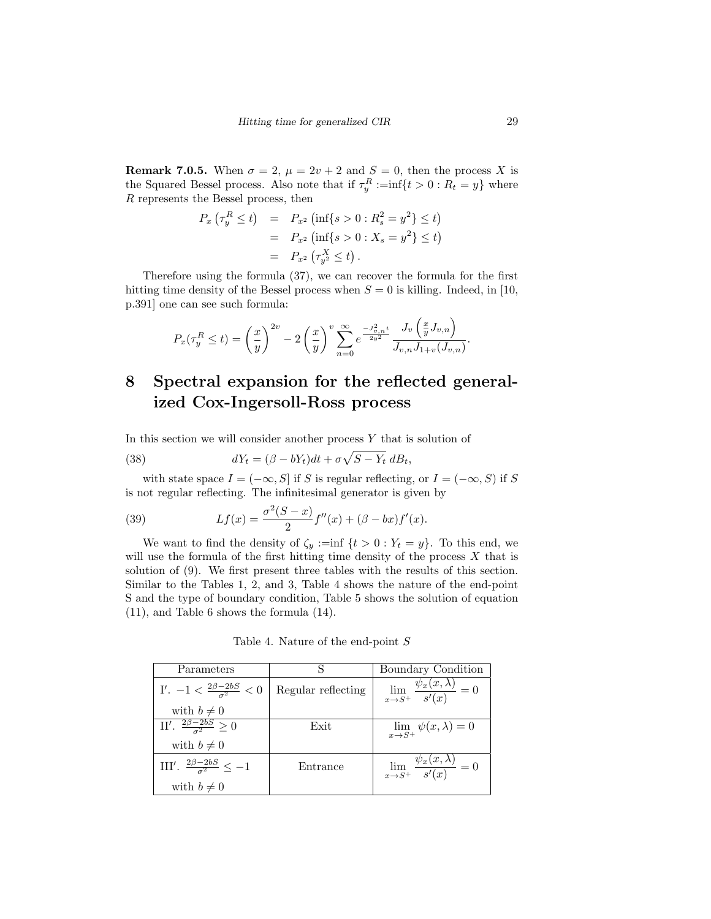**Remark 7.0.5.** When $\sigma = 2$, $\mu = 2v + 2$ and $S = 0$, then the process $X$ is the Squared Bessel process. Also note that if $\tau_y^R :=\inf\{t > 0 : R_t = y\}$ where $R$ represents the Bessel process, then

$$
\begin{aligned}
P_x\left(\tau_y^R \leq t\right) &= P_{x^2}\left(\inf\{s > 0 : R_s^2 = y^2\} \leq t\right) \\
&= P_{x^2}\left(\inf\{s > 0 : X_s = y^2\} \leq t\right) \\
&= P_{x^2}\left(\tau_{y^2}^X \leq t\right).
\end{aligned}
$$

Therefore using the formula (37), we can recover the formula for the first hitting time density of the Bessel process when $S = 0$ is killing. Indeed, in [10, p.391] one can see such formula:

$$
P_x(\tau_y^R \leq t) = \left(\frac{x}{y}\right)^{2v} - 2\left(\frac{x}{y}\right)^{v} \sum_{n=0}^{\infty} e^{\frac{-J_{v,n}^2 t}{2y^2}} \frac{J_v\left(\frac{x}{y} J_{v,n}\right)}{J_{v,n} J_{1+v}(J_{v,n})}.
$$

# 8 Spectral expansion for the reflected generalized Cox-Ingersoll-Ross process

In this section we will consider another process $Y$ that is solution of

$$
dY_t = (\beta - bY_t)dt + \sigma\sqrt{S - Y_t}\, dB_t, \tag{38}
$$

with state space $I = (-\infty, S]$ if $S$ is regular reflecting, or $I = (-\infty, S)$ if $S$ is not regular reflecting. The infinitesimal generator is given by

$$
Lf(x) = \frac{\sigma^2(S - x)}{2} f''(x) + (\beta - bx)f'(x). \tag{39}
$$

We want to find the density of $\zeta_y :=\inf\{t > 0 : Y_t = y\}$. To this end, we will use the formula of the first hitting time density of the process $X$ that is solution of (9). We first present three tables with the results of this section. Similar to the Tables 1, 2, and 3, Table 4 shows the nature of the end-point S and the type of boundary condition, Table 5 shows the solution of equation (11), and Table 6 shows the formula (14).

Table 4. Nature of the end-point $S$

| Parameters | S | Boundary Condition |
|---|---|---|
| I′. $-1 < \frac{2\beta - 2bS}{\sigma^2} < 0$ with $b \neq 0$ | Regular reflecting | $\lim_{x \to S^+} \frac{\psi_x(x,\lambda)}{s'(x)} = 0$ |
| II′. $\frac{2\beta - 2bS}{\sigma^2} \geq 0$ with $b \neq 0$ | Exit | $\lim_{x \to S^+} \psi(x,\lambda) = 0$ |
| III′. $\frac{2\beta - 2bS}{\sigma^2} \leq -1$ with $b \neq 0$ | Entrance | $\lim_{x \to S^+} \frac{\psi_x(x,\lambda)}{s'(x)} = 0$ |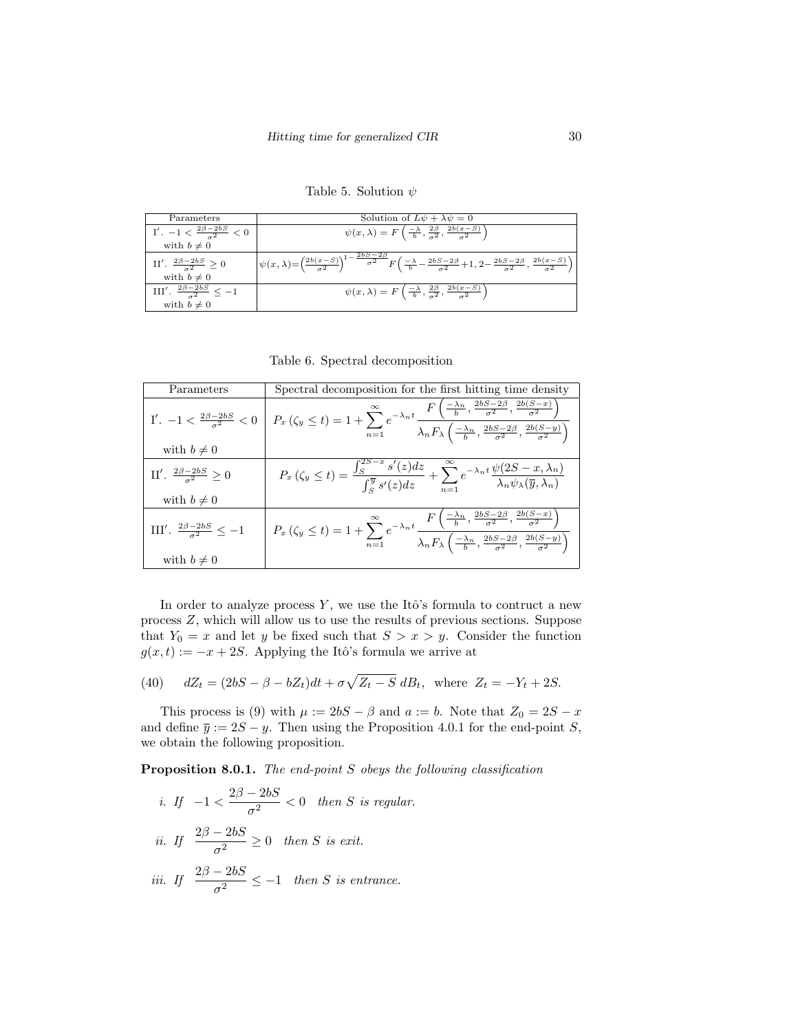Table 5. Solution $\psi$

| Parameters | Solution of $L\psi + \lambda\psi = 0$ |
|---|---|
| I$'$. $-1 < \frac{2\beta - 2bS}{\sigma^2} < 0$ with $b \neq 0$ | $\psi(x, \lambda) = F\left(\frac{-\lambda}{b}, \frac{2\beta}{\sigma^2}, \frac{2b(x-S)}{\sigma^2}\right)$ |
| II$'$. $\frac{2\beta - 2bS}{\sigma^2} \geq 0$ with $b \neq 0$ | $\psi(x, \lambda) = \left(\frac{2b(x-S)}{\sigma^2}\right)^{1 - \frac{2bS - 2\beta}{\sigma^2}} F\left(\frac{-\lambda}{b} - \frac{2bS - 2\beta}{\sigma^2} + 1, 2 - \frac{2bS - 2\beta}{\sigma^2}, \frac{2b(x-S)}{\sigma^2}\right)$ |
| III$'$. $\frac{2\beta - 2bS}{\sigma^2} \leq -1$ with $b \neq 0$ | $\psi(x, \lambda) = F\left(\frac{-\lambda}{b}, \frac{2\beta}{\sigma^2}, \frac{2b(x-S)}{\sigma^2}\right)$ |

Table 6. Spectral decomposition

| Parameters | Spectral decomposition for the first hitting time density |
|---|---|
| I$'$. $-1 < \frac{2\beta - 2bS}{\sigma^2} < 0$ with $b \neq 0$ | $P_x(\zeta_y \leq t) = 1 + \sum_{n=1}^{\infty} e^{-\lambda_n t} \frac{F\left(\frac{-\lambda_n}{b}, \frac{2bS - 2\beta}{\sigma^2}, \frac{2b(S-x)}{\sigma^2}\right)}{\lambda_n F_\lambda\left(\frac{-\lambda_n}{b}, \frac{2bS - 2\beta}{\sigma^2}, \frac{2b(S-y)}{\sigma^2}\right)}$ |
| II$'$. $\frac{2\beta - 2bS}{\sigma^2} \geq 0$ with $b \neq 0$ | $P_x(\zeta_y \leq t) = \frac{\int_S^{2S-x} s'(z)dz}{\int_S^{\overline{y}} s'(z)dz} + \sum_{n=1}^{\infty} e^{-\lambda_n t} \frac{\psi(2S - x, \lambda_n)}{\lambda_n \psi_\lambda(\overline{y}, \lambda_n)}$ |
| III$'$. $\frac{2\beta - 2bS}{\sigma^2} \leq -1$ with $b \neq 0$ | $P_x(\zeta_y \leq t) = 1 + \sum_{n=1}^{\infty} e^{-\lambda_n t} \frac{F\left(\frac{-\lambda_n}{b}, \frac{2bS - 2\beta}{\sigma^2}, \frac{2b(S-x)}{\sigma^2}\right)}{\lambda_n F_\lambda\left(\frac{-\lambda_n}{b}, \frac{2bS - 2\beta}{\sigma^2}, \frac{2b(S-y)}{\sigma^2}\right)}$ |

In order to analyze process $Y$, we use the Itô's formula to contruct a new process $Z$, which will allow us to use the results of previous sections. Suppose that $Y_0 = x$ and let $y$ be fixed such that $S > x > y$. Consider the function $g(x,t) := -x + 2S$. Applying the Itô's formula we arrive at

$$dZ_t = (2bS - \beta - bZ_t)dt + \sigma\sqrt{Z_t - S}\, dB_t, \text{ where } Z_t = -Y_t + 2S. \tag{40}$$

This process is (9) with $\mu := 2bS - \beta$ and $a := b$. Note that $Z_0 = 2S - x$ and define $\overline{y} := 2S - y$. Then using the Proposition 4.0.1 for the end-point $S$, we obtain the following proposition.

**Proposition 8.0.1.** *The end-point $S$ obeys the following classification*

*i. If* $-1 < \dfrac{2\beta - 2bS}{\sigma^2} < 0$ *then $S$ is regular.*

*ii. If* $\dfrac{2\beta - 2bS}{\sigma^2} \geq 0$ *then $S$ is exit.*

*iii. If* $\dfrac{2\beta - 2bS}{\sigma^2} \leq -1$ *then $S$ is entrance.*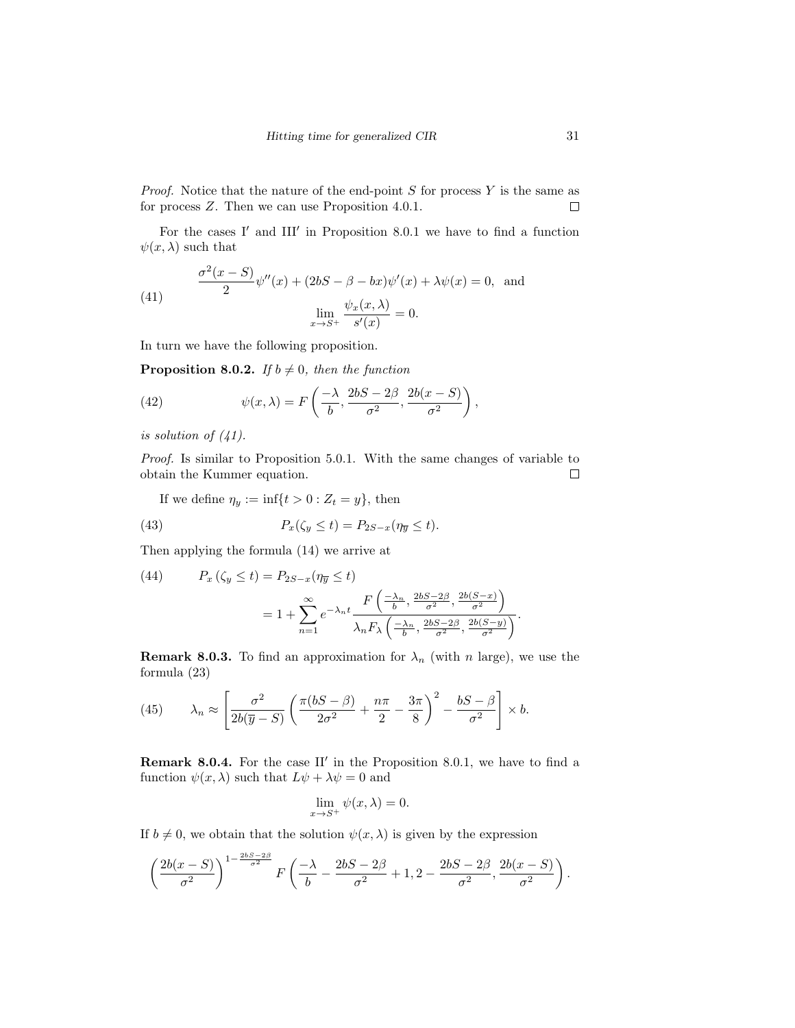*Proof.* Notice that the nature of the end-point $S$ for process $Y$ is the same as for process $Z$. Then we can use Proposition 4.0.1. $\square$

For the cases I$'$ and III$'$ in Proposition 8.0.1 we have to find a function $\psi(x, \lambda)$ such that

$$
\begin{aligned}
&\frac{\sigma^2(x-S)}{2}\psi''(x) + (2bS - \beta - bx)\psi'(x) + \lambda\psi(x) = 0, \text{ and} \\
&\lim_{x \to S^+} \frac{\psi_x(x,\lambda)}{s'(x)} = 0.
\end{aligned} \tag{41}
$$

In turn we have the following proposition.

**Proposition 8.0.2.** *If $b \neq 0$, then the function*

$$
\psi(x, \lambda) = F\left(\frac{-\lambda}{b}, \frac{2bS - 2\beta}{\sigma^2}, \frac{2b(x-S)}{\sigma^2}\right), \tag{42}
$$

*is solution of (41).*

*Proof.* Is similar to Proposition 5.0.1. With the same changes of variable to obtain the Kummer equation. $\square$

If we define $\eta_y := \inf\{t > 0 : Z_t = y\}$, then

$$
P_x(\zeta_y \leq t) = P_{2S-x}(\eta_{\overline{y}} \leq t). \tag{43}
$$

Then applying the formula (14) we arrive at

$$
\begin{aligned}
P_x\left(\zeta_y \leq t\right) &= P_{2S-x}(\eta_{\overline{y}} \leq t) \\
&= 1 + \sum_{n=1}^{\infty} e^{-\lambda_n t} \frac{F\left(\frac{-\lambda_n}{b}, \frac{2bS-2\beta}{\sigma^2}, \frac{2b(S-x)}{\sigma^2}\right)}{\lambda_n F_\lambda\left(\frac{-\lambda_n}{b}, \frac{2bS-2\beta}{\sigma^2}, \frac{2b(S-y)}{\sigma^2}\right)}.
\end{aligned} \tag{44}
$$

**Remark 8.0.3.** To find an approximation for $\lambda_n$ (with $n$ large), we use the formula (23)

$$
\lambda_n \approx \left[\frac{\sigma^2}{2b(\overline{y}-S)}\left(\frac{\pi(bS-\beta)}{2\sigma^2} + \frac{n\pi}{2} - \frac{3\pi}{8}\right)^2 - \frac{bS-\beta}{\sigma^2}\right] \times b. \tag{45}
$$

**Remark 8.0.4.** For the case II$'$ in the Proposition 8.0.1, we have to find a function $\psi(x, \lambda)$ such that $L\psi + \lambda\psi = 0$ and

$$
\lim_{x \to S^+} \psi(x, \lambda) = 0.
$$

If $b \neq 0$, we obtain that the solution $\psi(x, \lambda)$ is given by the expression

$$
\left(\frac{2b(x-S)}{\sigma^2}\right)^{1-\frac{2bS-2\beta}{\sigma^2}} F\left(\frac{-\lambda}{b} - \frac{2bS-2\beta}{\sigma^2} + 1, 2 - \frac{2bS-2\beta}{\sigma^2}, \frac{2b(x-S)}{\sigma^2}\right).
$$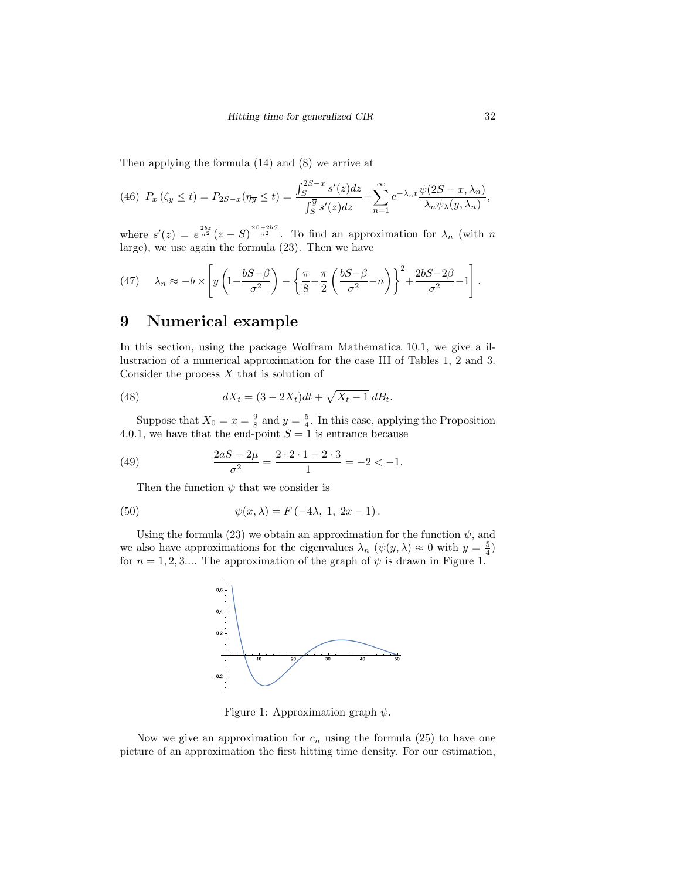Then applying the formula (14) and (8) we arrive at

$$(46)\quad P_x(\zeta_y \le t) = P_{2S-x}(\eta_{\overline{y}} \le t) = \frac{\int_S^{2S-x} s'(z)dz}{\int_S^{\overline{y}} s'(z)dz} + \sum_{n=1}^{\infty} e^{-\lambda_n t} \frac{\psi(2S-x, \lambda_n)}{\lambda_n \psi_\lambda(\overline{y}, \lambda_n)},$$

where $s'(z) = e^{\frac{2bz}{\sigma^2}}(z-S)^{\frac{2\beta - 2bS}{\sigma^2}}$. To find an approximation for $\lambda_n$ (with $n$ large), we use again the formula (23). Then we have

$$(47)\quad \lambda_n \approx -b \times \left[ \overline{y}\left(1 - \frac{bS-\beta}{\sigma^2}\right) - \left\{ \frac{\pi}{8} - \frac{\pi}{2}\left(\frac{bS-\beta}{\sigma^2} - n\right)\right\}^2 + \frac{2bS-2\beta}{\sigma^2} - 1 \right].$$

# 9 Numerical example

In this section, using the package Wolfram Mathematica 10.1, we give a illustration of a numerical approximation for the case III of Tables 1, 2 and 3. Consider the process $X$ that is solution of

$$(48)\qquad dX_t = (3 - 2X_t)dt + \sqrt{X_t - 1}\, dB_t.$$

Suppose that $X_0 = x = \frac{9}{8}$ and $y = \frac{5}{4}$. In this case, applying the Proposition 4.0.1, we have that the end-point $S = 1$ is entrance because

$$(49)\qquad \frac{2aS - 2\mu}{\sigma^2} = \frac{2 \cdot 2 \cdot 1 - 2 \cdot 3}{1} = -2 < -1.$$

Then the function $\psi$ that we consider is

$$(50)\qquad \psi(x, \lambda) = F(-4\lambda,\ 1,\ 2x - 1).$$

Using the formula (23) we obtain an approximation for the function $\psi$, and we also have approximations for the eigenvalues $\lambda_n$ ($\psi(y, \lambda) \approx 0$ with $y = \frac{5}{4}$) for $n = 1, 2, 3....$ The approximation of the graph of $\psi$ is drawn in Figure 1.

Figure 1: Approximation graph $\psi$.

Now we give an approximation for $c_n$ using the formula (25) to have one picture of an approximation the first hitting time density. For our estimation,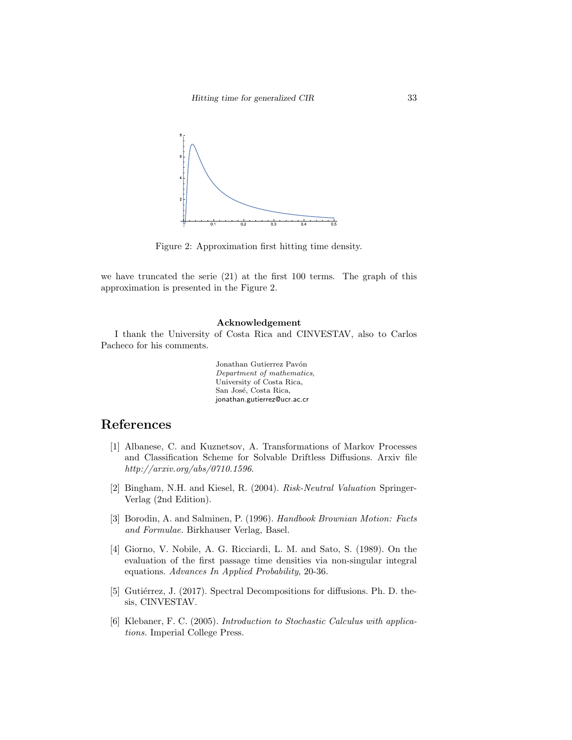Figure 2: Approximation first hitting time density.

we have truncated the serie (21) at the first 100 terms. The graph of this approximation is presented in the Figure 2.

**Acknowledgement**

I thank the University of Costa Rica and CINVESTAV, also to Carlos Pacheco for his comments.

Jonathan Gutierrez Pavón  
*Department of mathematics*,  
University of Costa Rica,  
San José, Costa Rica,  
jonathan.gutierrez@ucr.ac.cr

# References

[1] Albanese, C. and Kuznetsov, A. Transformations of Markov Processes and Classification Scheme for Solvable Driftless Diffusions. Arxiv file *http://arxiv.org/abs/0710.1596*.

[2] Bingham, N.H. and Kiesel, R. (2004). *Risk-Neutral Valuation* Springer-Verlag (2nd Edition).

[3] Borodin, A. and Salminen, P. (1996). *Handbook Brownian Motion: Facts and Formulae.* Birkhauser Verlag, Basel.

[4] Giorno, V. Nobile, A. G. Ricciardi, L. M. and Sato, S. (1989). On the evaluation of the first passage time densities via non-singular integral equations. *Advances In Applied Probability*, 20-36.

[5] Gutiérrez, J. (2017). Spectral Decompositions for diffusions. Ph. D. thesis, CINVESTAV.

[6] Klebaner, F. C. (2005). *Introduction to Stochastic Calculus with applications.* Imperial College Press.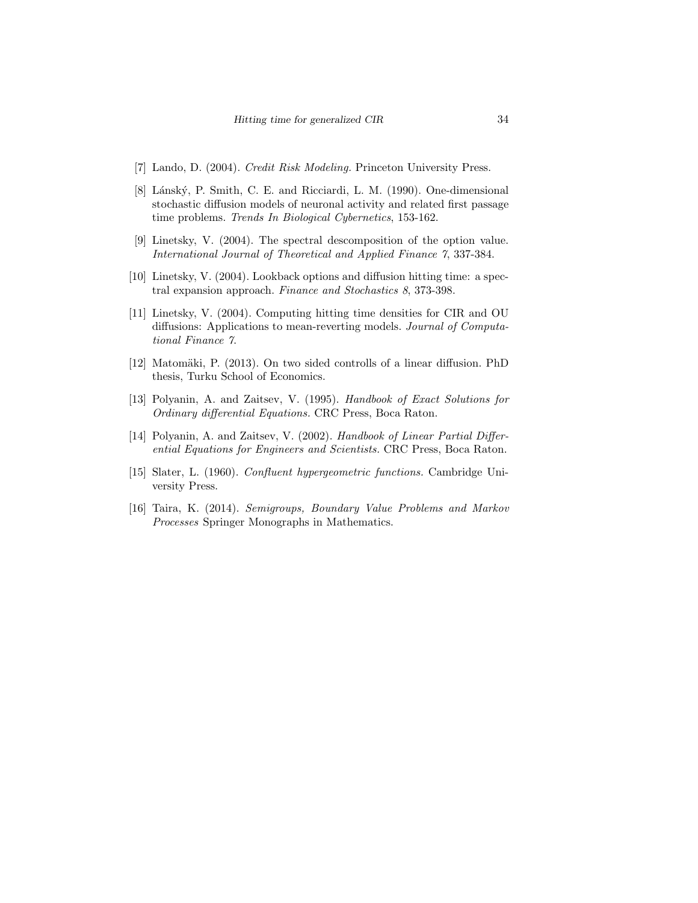[7] Lando, D. (2004). *Credit Risk Modeling.* Princeton University Press.

[8] Lánský, P. Smith, C. E. and Ricciardi, L. M. (1990). One-dimensional stochastic diffusion models of neuronal activity and related first passage time problems. *Trends In Biological Cybernetics*, 153-162.

[9] Linetsky, V. (2004). The spectral descomposition of the option value. *International Journal of Theoretical and Applied Finance 7*, 337-384.

[10] Linetsky, V. (2004). Lookback options and diffusion hitting time: a spectral expansion approach. *Finance and Stochastics 8*, 373-398.

[11] Linetsky, V. (2004). Computing hitting time densities for CIR and OU diffusions: Applications to mean-reverting models. *Journal of Computational Finance 7.*

[12] Matomäki, P. (2013). On two sided controlls of a linear diffusion. PhD thesis, Turku School of Economics.

[13] Polyanin, A. and Zaitsev, V. (1995). *Handbook of Exact Solutions for Ordinary differential Equations.* CRC Press, Boca Raton.

[14] Polyanin, A. and Zaitsev, V. (2002). *Handbook of Linear Partial Differential Equations for Engineers and Scientists.* CRC Press, Boca Raton.

[15] Slater, L. (1960). *Confluent hypergeometric functions.* Cambridge University Press.

[16] Taira, K. (2014). *Semigroups, Boundary Value Problems and Markov Processes* Springer Monographs in Mathematics.